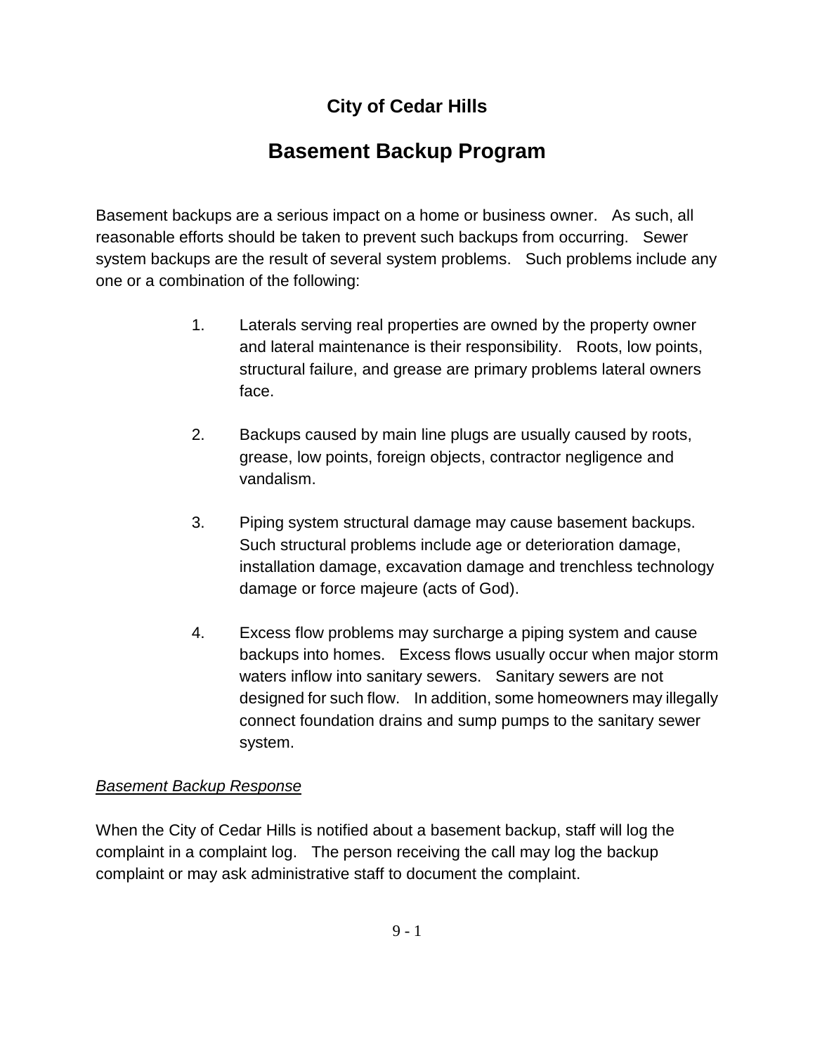# City of Cedar Hills

## Basement Backup Program

Basement backups are a serious impact on a home or business owner. As such, all reasonable efforts should be taken to prevent such backups from occurring. Sewer system backups are the result of several system problems. Such problems include any one or a combination of the following:

1. Laterals serving real properties are owned by the property owner and lateral maintenance is their responsibility. Roots, low points, structural failure, and grease are primary problems lateral owners face.

2. Backups caused by main line plugs are usually caused by roots, grease, low points, foreign objects, contractor negligence and vandalism.

3. Piping system structural damage may cause basement backups. Such structural problems include age or deterioration damage, installation damage, excavation damage and trenchless technology damage or force majeure (acts of God).

4. Excess flow problems may surcharge a piping system and cause backups into homes. Excess flows usually occur when major storm waters inflow into sanitary sewers. Sanitary sewers are not designed for such flow. In addition, some homeowners may illegally connect foundation drains and sump pumps to the sanitary sewer system.

*Basement Backup Response*

When the City of Cedar Hills is notified about a basement backup, staff will log the complaint in a complaint log. The person receiving the call may log the backup complaint or may ask administrative staff to document the complaint.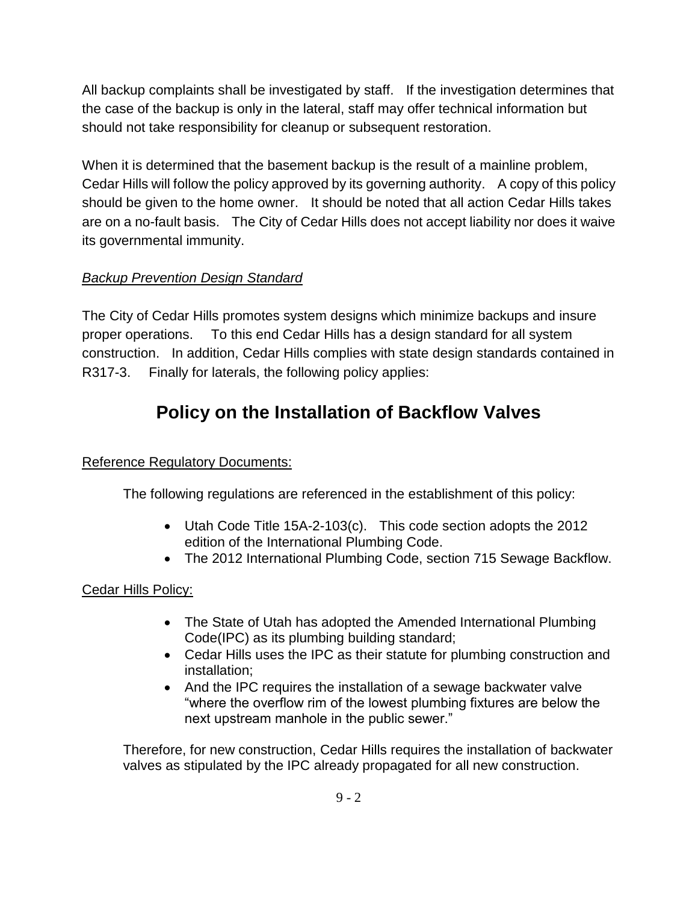All backup complaints shall be investigated by staff. If the investigation determines that the case of the backup is only in the lateral, staff may offer technical information but should not take responsibility for cleanup or subsequent restoration.

When it is determined that the basement backup is the result of a mainline problem, Cedar Hills will follow the policy approved by its governing authority. A copy of this policy should be given to the home owner. It should be noted that all action Cedar Hills takes are on a no-fault basis. The City of Cedar Hills does not accept liability nor does it waive its governmental immunity.

*Backup Prevention Design Standard*

The City of Cedar Hills promotes system designs which minimize backups and insure proper operations. To this end Cedar Hills has a design standard for all system construction. In addition, Cedar Hills complies with state design standards contained in R317-3. Finally for laterals, the following policy applies:

# Policy on the Installation of Backflow Valves

Reference Regulatory Documents:

The following regulations are referenced in the establishment of this policy:

- Utah Code Title 15A-2-103(c). This code section adopts the 2012 edition of the International Plumbing Code.
- The 2012 International Plumbing Code, section 715 Sewage Backflow.

Cedar Hills Policy:

- The State of Utah has adopted the Amended International Plumbing Code(IPC) as its plumbing building standard;
- Cedar Hills uses the IPC as their statute for plumbing construction and installation;
- And the IPC requires the installation of a sewage backwater valve "where the overflow rim of the lowest plumbing fixtures are below the next upstream manhole in the public sewer."

Therefore, for new construction, Cedar Hills requires the installation of backwater valves as stipulated by the IPC already propagated for all new construction.